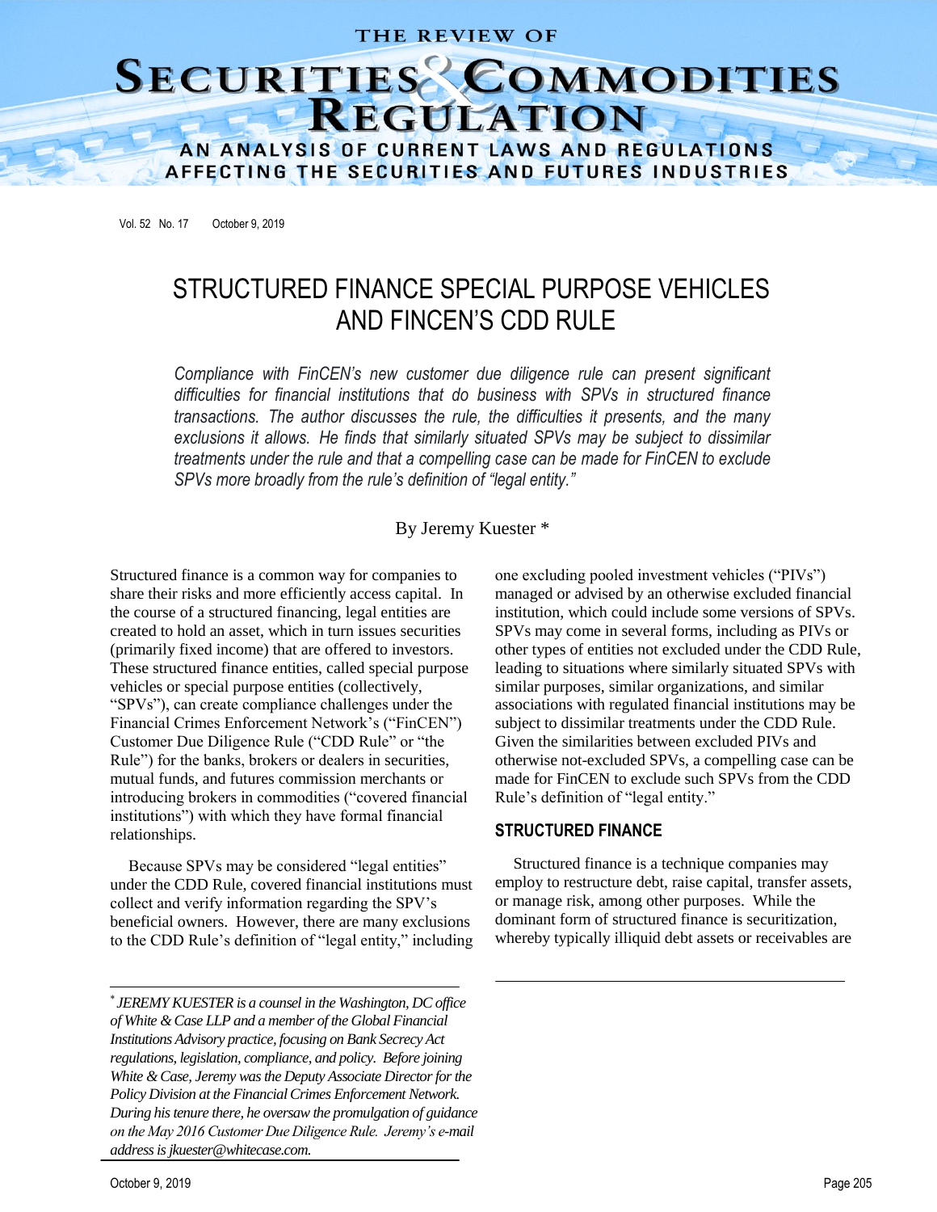# THE REVIEW OF SECURITIES & COMMODITIES REGULATION

AN ANALYSIS OF CURRENT LAWS AND REGULATIONS AFFECTING THE SECURITIES AND FUTURES INDUSTRIES

Vol. 52 No. 17 October 9, 2019

## STRUCTURED FINANCE SPECIAL PURPOSE VEHICLES AND FINCEN'S CDD RULE

*Compliance with FinCEN's new customer due diligence rule can present significant difficulties for financial institutions that do business with SPVs in structured finance transactions. The author discusses the rule, the difficulties it presents, and the many exclusions it allows. He finds that similarly situated SPVs may be subject to dissimilar treatments under the rule and that a compelling case can be made for FinCEN to exclude SPVs more broadly from the rule's definition of "legal entity."*

By Jeremy Kuester *

Structured finance is a common way for companies to share their risks and more efficiently access capital. In the course of a structured financing, legal entities are created to hold an asset, which in turn issues securities (primarily fixed income) that are offered to investors. These structured finance entities, called special purpose vehicles or special purpose entities (collectively, "SPVs"), can create compliance challenges under the Financial Crimes Enforcement Network's ("FinCEN") Customer Due Diligence Rule ("CDD Rule" or "the Rule") for the banks, brokers or dealers in securities, mutual funds, and futures commission merchants or introducing brokers in commodities ("covered financial institutions") with which they have formal financial relationships.

Because SPVs may be considered "legal entities" under the CDD Rule, covered financial institutions must collect and verify information regarding the SPV's beneficial owners. However, there are many exclusions to the CDD Rule's definition of "legal entity," including one excluding pooled investment vehicles ("PIVs") managed or advised by an otherwise excluded financial institution, which could include some versions of SPVs. SPVs may come in several forms, including as PIVs or other types of entities not excluded under the CDD Rule, leading to situations where similarly situated SPVs with similar purposes, similar organizations, and similar associations with regulated financial institutions may be subject to dissimilar treatments under the CDD Rule. Given the similarities between excluded PIVs and otherwise not-excluded SPVs, a compelling case can be made for FinCEN to exclude such SPVs from the CDD Rule's definition of "legal entity."

### STRUCTURED FINANCE

Structured finance is a technique companies may employ to restructure debt, raise capital, transfer assets, or manage risk, among other purposes. While the dominant form of structured finance is securitization, whereby typically illiquid debt assets or receivables are

---

\* *JEREMY KUESTER is a counsel in the Washington, DC office of White & Case LLP and a member of the Global Financial Institutions Advisory practice, focusing on Bank Secrecy Act regulations, legislation, compliance, and policy. Before joining White & Case, Jeremy was the Deputy Associate Director for the Policy Division at the Financial Crimes Enforcement Network. During his tenure there, he oversaw the promulgation of guidance on the May 2016 Customer Due Diligence Rule. Jeremy's e-mail address is jkuester@whitecase.com.*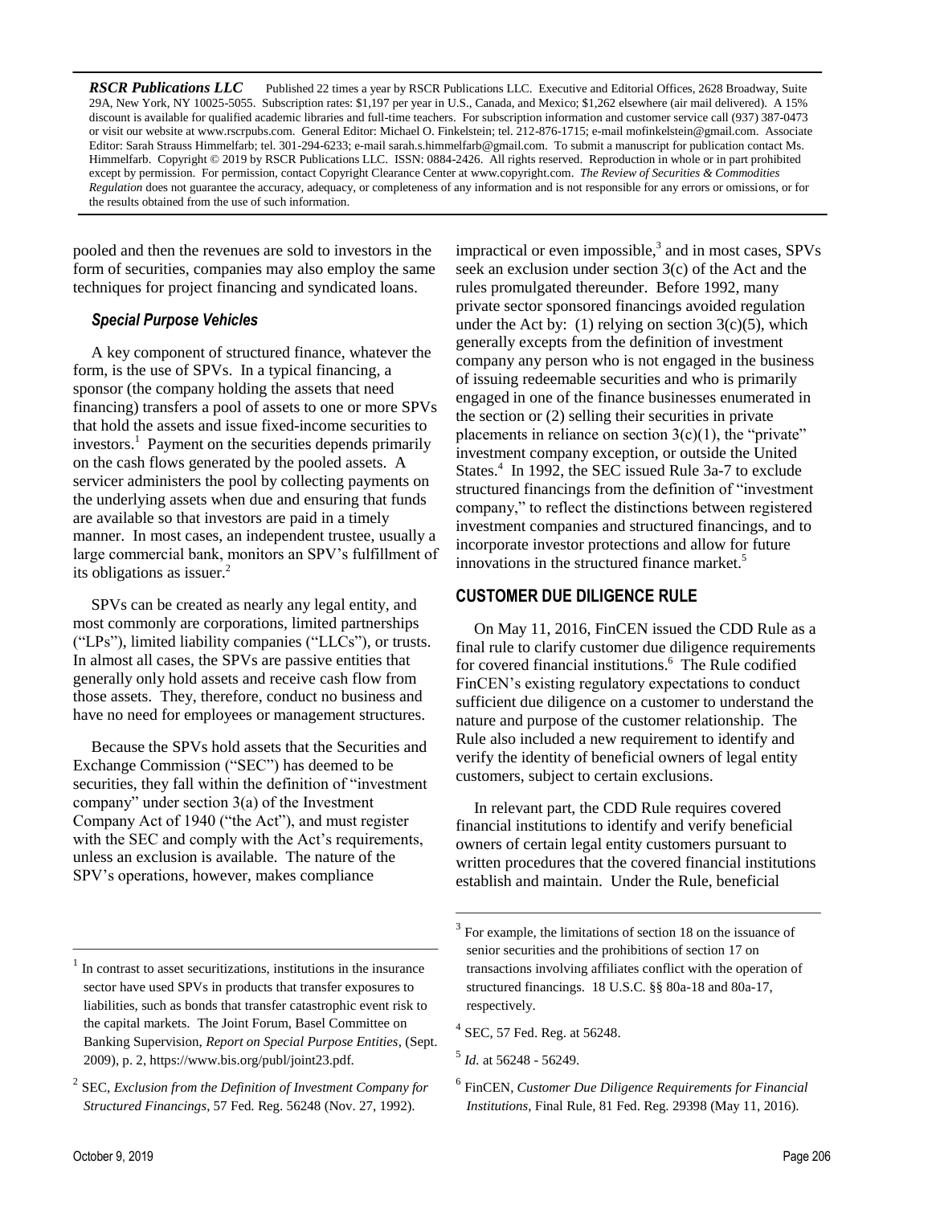*RSCR Publications LLC* Published 22 times a year by RSCR Publications LLC. Executive and Editorial Offices, 2628 Broadway, Suite 29A, New York, NY 10025-5055. Subscription rates: $1,197 per year in U.S., Canada, and Mexico; $1,262 elsewhere (air mail delivered). A 15% discount is available for qualified academic libraries and full-time teachers. For subscription information and customer service call (937) 387-0473 or visit our website at www.rscrpubs.com. General Editor: Michael O. Finkelstein; tel. 212-876-1715; e-mail mofinkelstein@gmail.com. Associate Editor: Sarah Strauss Himmelfarb; tel. 301-294-6233; e-mail sarah.s.himmelfarb@gmail.com. To submit a manuscript for publication contact Ms. Himmelfarb. Copyright © 2019 by RSCR Publications LLC. ISSN: 0884-2426. All rights reserved. Reproduction in whole or in part prohibited except by permission. For permission, contact Copyright Clearance Center at www.copyright.com. *The Review of Securities & Commodities Regulation* does not guarantee the accuracy, adequacy, or completeness of any information and is not responsible for any errors or omissions, or for the results obtained from the use of such information.

pooled and then the revenues are sold to investors in the form of securities, companies may also employ the same techniques for project financing and syndicated loans.

### *Special Purpose Vehicles*

A key component of structured finance, whatever the form, is the use of SPVs. In a typical financing, a sponsor (the company holding the assets that need financing) transfers a pool of assets to one or more SPVs that hold the assets and issue fixed-income securities to investors.[1] Payment on the securities depends primarily on the cash flows generated by the pooled assets. A servicer administers the pool by collecting payments on the underlying assets when due and ensuring that funds are available so that investors are paid in a timely manner. In most cases, an independent trustee, usually a large commercial bank, monitors an SPV's fulfillment of its obligations as issuer.[2]

SPVs can be created as nearly any legal entity, and most commonly are corporations, limited partnerships ("LPs"), limited liability companies ("LLCs"), or trusts. In almost all cases, the SPVs are passive entities that generally only hold assets and receive cash flow from those assets. They, therefore, conduct no business and have no need for employees or management structures.

Because the SPVs hold assets that the Securities and Exchange Commission ("SEC") has deemed to be securities, they fall within the definition of "investment company" under section 3(a) of the Investment Company Act of 1940 ("the Act"), and must register with the SEC and comply with the Act's requirements, unless an exclusion is available. The nature of the SPV's operations, however, makes compliance impractical or even impossible,[3] and in most cases, SPVs seek an exclusion under section 3(c) of the Act and the rules promulgated thereunder. Before 1992, many private sector sponsored financings avoided regulation under the Act by: (1) relying on section 3(c)(5), which generally excepts from the definition of investment company any person who is not engaged in the business of issuing redeemable securities and who is primarily engaged in one of the finance businesses enumerated in the section or (2) selling their securities in private placements in reliance on section 3(c)(1), the "private" investment company exception, or outside the United States.[4] In 1992, the SEC issued Rule 3a-7 to exclude structured financings from the definition of "investment company," to reflect the distinctions between registered investment companies and structured financings, and to incorporate investor protections and allow for future innovations in the structured finance market.[5]

## CUSTOMER DUE DILIGENCE RULE

On May 11, 2016, FinCEN issued the CDD Rule as a final rule to clarify customer due diligence requirements for covered financial institutions.[6] The Rule codified FinCEN's existing regulatory expectations to conduct sufficient due diligence on a customer to understand the nature and purpose of the customer relationship. The Rule also included a new requirement to identify and verify the identity of beneficial owners of legal entity customers, subject to certain exclusions.

In relevant part, the CDD Rule requires covered financial institutions to identify and verify beneficial owners of certain legal entity customers pursuant to written procedures that the covered financial institutions establish and maintain. Under the Rule, beneficial

---

[1] In contrast to asset securitizations, institutions in the insurance sector have used SPVs in products that transfer exposures to liabilities, such as bonds that transfer catastrophic event risk to the capital markets. The Joint Forum, Basel Committee on Banking Supervision, *Report on Special Purpose Entities*, (Sept. 2009), p. 2, https://www.bis.org/publ/joint23.pdf.

[2] SEC, *Exclusion from the Definition of Investment Company for Structured Financings*, 57 Fed. Reg. 56248 (Nov. 27, 1992).

[3] For example, the limitations of section 18 on the issuance of senior securities and the prohibitions of section 17 on transactions involving affiliates conflict with the operation of structured financings. 18 U.S.C. §§ 80a-18 and 80a-17, respectively.

[4] SEC, 57 Fed. Reg. at 56248.

[5] *Id.* at 56248 - 56249.

[6] FinCEN, *Customer Due Diligence Requirements for Financial Institutions*, Final Rule, 81 Fed. Reg. 29398 (May 11, 2016).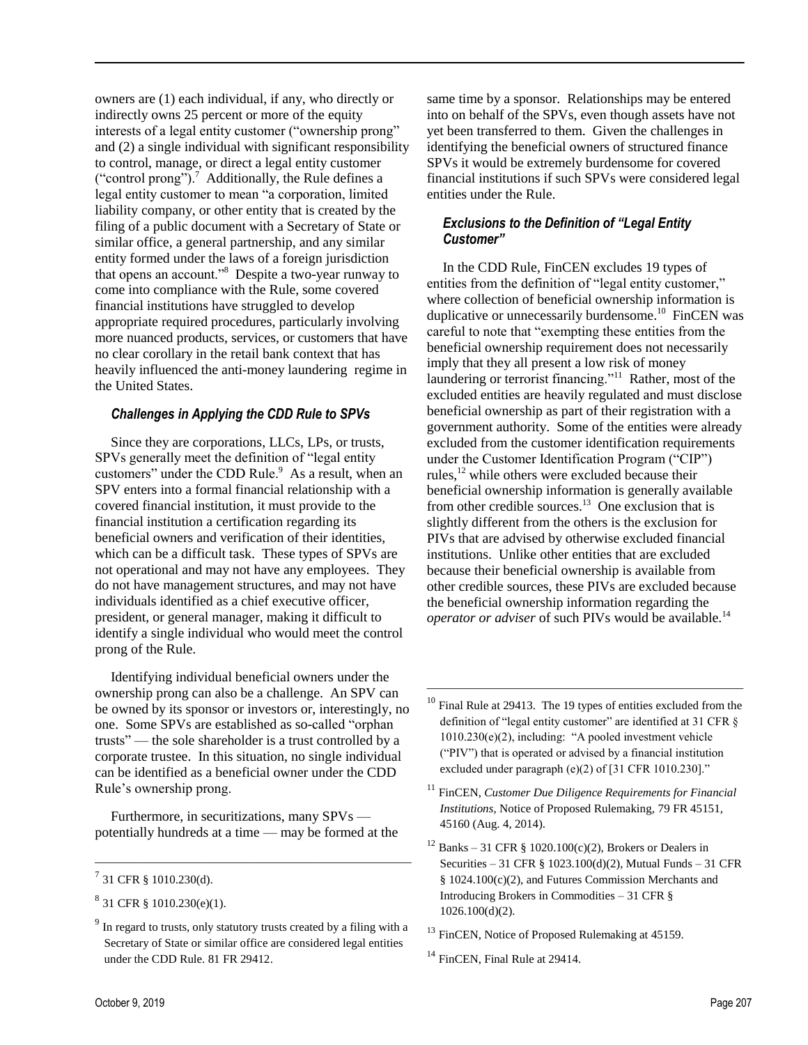owners are (1) each individual, if any, who directly or indirectly owns 25 percent or more of the equity interests of a legal entity customer ("ownership prong" and (2) a single individual with significant responsibility to control, manage, or direct a legal entity customer ("control prong").[7] Additionally, the Rule defines a legal entity customer to mean "a corporation, limited liability company, or other entity that is created by the filing of a public document with a Secretary of State or similar office, a general partnership, and any similar entity formed under the laws of a foreign jurisdiction that opens an account."[8] Despite a two-year runway to come into compliance with the Rule, some covered financial institutions have struggled to develop appropriate required procedures, particularly involving more nuanced products, services, or customers that have no clear corollary in the retail bank context that has heavily influenced the anti-money laundering regime in the United States.

### *Challenges in Applying the CDD Rule to SPVs*

Since they are corporations, LLCs, LPs, or trusts, SPVs generally meet the definition of "legal entity customers" under the CDD Rule.[9] As a result, when an SPV enters into a formal financial relationship with a covered financial institution, it must provide to the financial institution a certification regarding its beneficial owners and verification of their identities, which can be a difficult task. These types of SPVs are not operational and may not have any employees. They do not have management structures, and may not have individuals identified as a chief executive officer, president, or general manager, making it difficult to identify a single individual who would meet the control prong of the Rule.

Identifying individual beneficial owners under the ownership prong can also be a challenge. An SPV can be owned by its sponsor or investors or, interestingly, no one. Some SPVs are established as so-called "orphan trusts" — the sole shareholder is a trust controlled by a corporate trustee. In this situation, no single individual can be identified as a beneficial owner under the CDD Rule's ownership prong.

Furthermore, in securitizations, many SPVs — potentially hundreds at a time — may be formed at the same time by a sponsor. Relationships may be entered into on behalf of the SPVs, even though assets have not yet been transferred to them. Given the challenges in identifying the beneficial owners of structured finance SPVs it would be extremely burdensome for covered financial institutions if such SPVs were considered legal entities under the Rule.

### *Exclusions to the Definition of "Legal Entity Customer"*

In the CDD Rule, FinCEN excludes 19 types of entities from the definition of "legal entity customer," where collection of beneficial ownership information is duplicative or unnecessarily burdensome.[10] FinCEN was careful to note that "exempting these entities from the beneficial ownership requirement does not necessarily imply that they all present a low risk of money laundering or terrorist financing."[11] Rather, most of the excluded entities are heavily regulated and must disclose beneficial ownership as part of their registration with a government authority. Some of the entities were already excluded from the customer identification requirements under the Customer Identification Program ("CIP") rules,[12] while others were excluded because their beneficial ownership information is generally available from other credible sources.[13] One exclusion that is slightly different from the others is the exclusion for PIVs that are advised by otherwise excluded financial institutions. Unlike other entities that are excluded because their beneficial ownership is available from other credible sources, these PIVs are excluded because the beneficial ownership information regarding the *operator or adviser* of such PIVs would be available.[14]

---

[7] 31 CFR § 1010.230(d).

[8] 31 CFR § 1010.230(e)(1).

[9] In regard to trusts, only statutory trusts created by a filing with a Secretary of State or similar office are considered legal entities under the CDD Rule. 81 FR 29412.

[10] Final Rule at 29413. The 19 types of entities excluded from the definition of "legal entity customer" are identified at 31 CFR § 1010.230(e)(2), including: "A pooled investment vehicle ("PIV") that is operated or advised by a financial institution excluded under paragraph (e)(2) of [31 CFR 1010.230]."

[11] FinCEN, *Customer Due Diligence Requirements for Financial Institutions*, Notice of Proposed Rulemaking, 79 FR 45151, 45160 (Aug. 4, 2014).

[12] Banks – 31 CFR § 1020.100(c)(2), Brokers or Dealers in Securities – 31 CFR § 1023.100(d)(2), Mutual Funds – 31 CFR § 1024.100(c)(2), and Futures Commission Merchants and Introducing Brokers in Commodities – 31 CFR § 1026.100(d)(2).

[13] FinCEN, Notice of Proposed Rulemaking at 45159.

[14] FinCEN, Final Rule at 29414.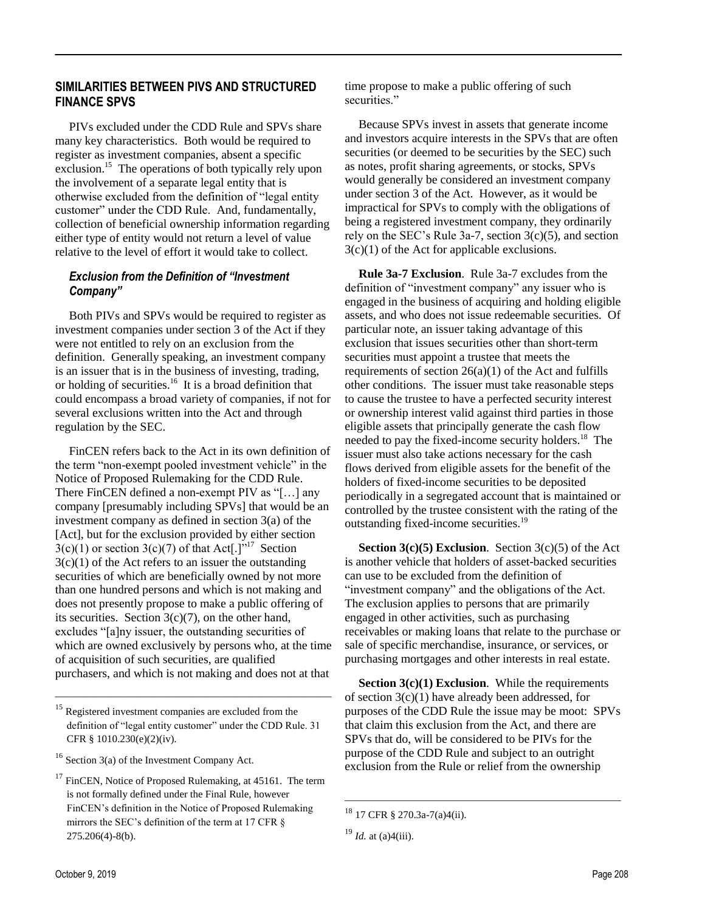## SIMILARITIES BETWEEN PIVS AND STRUCTURED FINANCE SPVS

PIVs excluded under the CDD Rule and SPVs share many key characteristics. Both would be required to register as investment companies, absent a specific exclusion.[15] The operations of both typically rely upon the involvement of a separate legal entity that is otherwise excluded from the definition of "legal entity customer" under the CDD Rule. And, fundamentally, collection of beneficial ownership information regarding either type of entity would not return a level of value relative to the level of effort it would take to collect.

### *Exclusion from the Definition of "Investment Company"*

Both PIVs and SPVs would be required to register as investment companies under section 3 of the Act if they were not entitled to rely on an exclusion from the definition. Generally speaking, an investment company is an issuer that is in the business of investing, trading, or holding of securities.[16] It is a broad definition that could encompass a broad variety of companies, if not for several exclusions written into the Act and through regulation by the SEC.

FinCEN refers back to the Act in its own definition of the term "non-exempt pooled investment vehicle" in the Notice of Proposed Rulemaking for the CDD Rule. There FinCEN defined a non-exempt PIV as "[…] any company [presumably including SPVs] that would be an investment company as defined in section 3(a) of the [Act], but for the exclusion provided by either section 3(c)(1) or section 3(c)(7) of that Act[.]"[17] Section 3(c)(1) of the Act refers to an issuer the outstanding securities of which are beneficially owned by not more than one hundred persons and which is not making and does not presently propose to make a public offering of its securities. Section 3(c)(7), on the other hand, excludes "[a]ny issuer, the outstanding securities of which are owned exclusively by persons who, at the time of acquisition of such securities, are qualified purchasers, and which is not making and does not at that time propose to make a public offering of such securities."

Because SPVs invest in assets that generate income and investors acquire interests in the SPVs that are often securities (or deemed to be securities by the SEC) such as notes, profit sharing agreements, or stocks, SPVs would generally be considered an investment company under section 3 of the Act. However, as it would be impractical for SPVs to comply with the obligations of being a registered investment company, they ordinarily rely on the SEC's Rule 3a-7, section 3(c)(5), and section 3(c)(1) of the Act for applicable exclusions.

**Rule 3a-7 Exclusion**. Rule 3a-7 excludes from the definition of "investment company" any issuer who is engaged in the business of acquiring and holding eligible assets, and who does not issue redeemable securities. Of particular note, an issuer taking advantage of this exclusion that issues securities other than short-term securities must appoint a trustee that meets the requirements of section 26(a)(1) of the Act and fulfills other conditions. The issuer must take reasonable steps to cause the trustee to have a perfected security interest or ownership interest valid against third parties in those eligible assets that principally generate the cash flow needed to pay the fixed-income security holders.[18] The issuer must also take actions necessary for the cash flows derived from eligible assets for the benefit of the holders of fixed-income securities to be deposited periodically in a segregated account that is maintained or controlled by the trustee consistent with the rating of the outstanding fixed-income securities.[19]

**Section 3(c)(5) Exclusion**. Section 3(c)(5) of the Act is another vehicle that holders of asset-backed securities can use to be excluded from the definition of "investment company" and the obligations of the Act. The exclusion applies to persons that are primarily engaged in other activities, such as purchasing receivables or making loans that relate to the purchase or sale of specific merchandise, insurance, or services, or purchasing mortgages and other interests in real estate.

**Section 3(c)(1) Exclusion**. While the requirements of section 3(c)(1) have already been addressed, for purposes of the CDD Rule the issue may be moot: SPVs that claim this exclusion from the Act, and there are SPVs that do, will be considered to be PIVs for the purpose of the CDD Rule and subject to an outright exclusion from the Rule or relief from the ownership

---

[15] Registered investment companies are excluded from the definition of "legal entity customer" under the CDD Rule. 31 CFR § 1010.230(e)(2)(iv).

[16] Section 3(a) of the Investment Company Act.

[17] FinCEN, Notice of Proposed Rulemaking, at 45161. The term is not formally defined under the Final Rule, however FinCEN's definition in the Notice of Proposed Rulemaking mirrors the SEC's definition of the term at 17 CFR § 275.206(4)-8(b).

[18] 17 CFR § 270.3a-7(a)4(ii).

[19] *Id.* at (a)4(iii).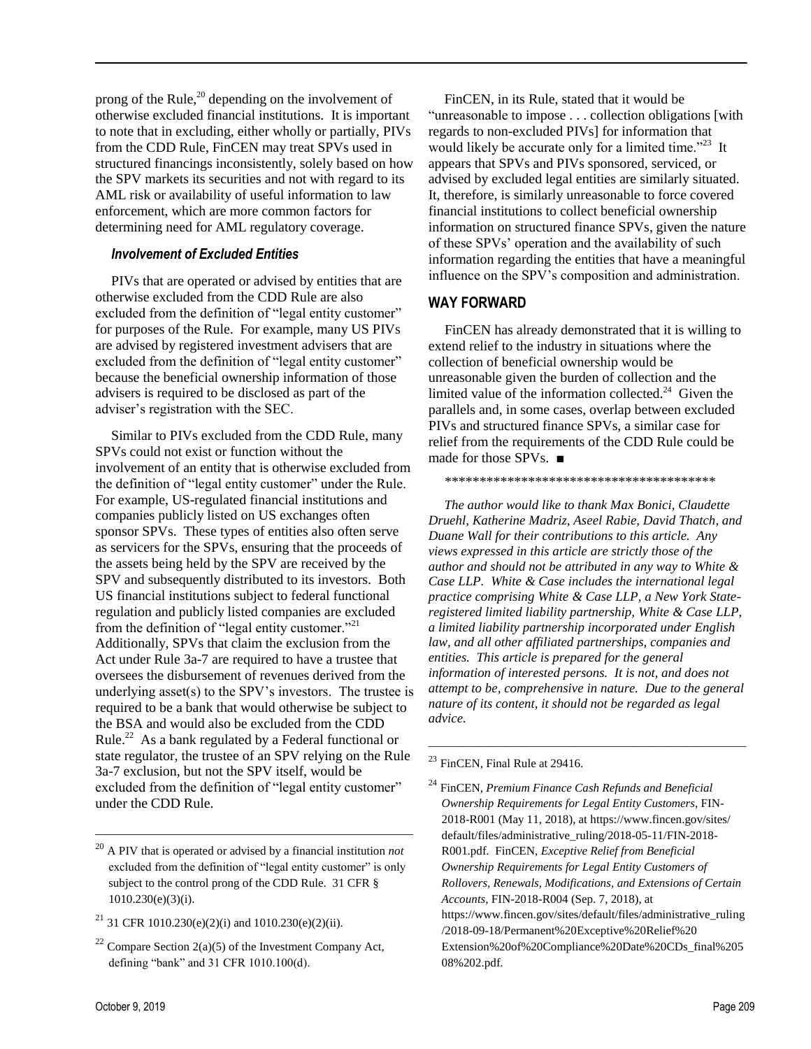prong of the Rule,[20] depending on the involvement of otherwise excluded financial institutions. It is important to note that in excluding, either wholly or partially, PIVs from the CDD Rule, FinCEN may treat SPVs used in structured financings inconsistently, solely based on how the SPV markets its securities and not with regard to its AML risk or availability of useful information to law enforcement, which are more common factors for determining need for AML regulatory coverage.

### *Involvement of Excluded Entities*

PIVs that are operated or advised by entities that are otherwise excluded from the CDD Rule are also excluded from the definition of "legal entity customer" for purposes of the Rule. For example, many US PIVs are advised by registered investment advisers that are excluded from the definition of "legal entity customer" because the beneficial ownership information of those advisers is required to be disclosed as part of the adviser's registration with the SEC.

Similar to PIVs excluded from the CDD Rule, many SPVs could not exist or function without the involvement of an entity that is otherwise excluded from the definition of "legal entity customer" under the Rule. For example, US-regulated financial institutions and companies publicly listed on US exchanges often sponsor SPVs. These types of entities also often serve as servicers for the SPVs, ensuring that the proceeds of the assets being held by the SPV are received by the SPV and subsequently distributed to its investors. Both US financial institutions subject to federal functional regulation and publicly listed companies are excluded from the definition of "legal entity customer."[21] Additionally, SPVs that claim the exclusion from the Act under Rule 3a-7 are required to have a trustee that oversees the disbursement of revenues derived from the underlying asset(s) to the SPV's investors. The trustee is required to be a bank that would otherwise be subject to the BSA and would also be excluded from the CDD Rule.[22] As a bank regulated by a Federal functional or state regulator, the trustee of an SPV relying on the Rule 3a-7 exclusion, but not the SPV itself, would be excluded from the definition of "legal entity customer" under the CDD Rule.

FinCEN, in its Rule, stated that it would be "unreasonable to impose . . . collection obligations [with regards to non-excluded PIVs] for information that would likely be accurate only for a limited time."[23] It appears that SPVs and PIVs sponsored, serviced, or advised by excluded legal entities are similarly situated. It, therefore, is similarly unreasonable to force covered financial institutions to collect beneficial ownership information on structured finance SPVs, given the nature of these SPVs' operation and the availability of such information regarding the entities that have a meaningful influence on the SPV's composition and administration.

## WAY FORWARD

FinCEN has already demonstrated that it is willing to extend relief to the industry in situations where the collection of beneficial ownership would be unreasonable given the burden of collection and the limited value of the information collected.[24] Given the parallels and, in some cases, overlap between excluded PIVs and structured finance SPVs, a similar case for relief from the requirements of the CDD Rule could be made for those SPVs. ■

***************************************

*The author would like to thank Max Bonici, Claudette Druehl, Katherine Madriz, Aseel Rabie, David Thatch, and Duane Wall for their contributions to this article. Any views expressed in this article are strictly those of the author and should not be attributed in any way to White & Case LLP. White & Case includes the international legal practice comprising White & Case LLP, a New York State-registered limited liability partnership, White & Case LLP, a limited liability partnership incorporated under English law, and all other affiliated partnerships, companies and entities. This article is prepared for the general information of interested persons. It is not, and does not attempt to be, comprehensive in nature. Due to the general nature of its content, it should not be regarded as legal advice.*

---

[20] A PIV that is operated or advised by a financial institution *not* excluded from the definition of "legal entity customer" is only subject to the control prong of the CDD Rule. 31 CFR § 1010.230(e)(3)(i).

[21] 31 CFR 1010.230(e)(2)(i) and 1010.230(e)(2)(ii).

[22] Compare Section 2(a)(5) of the Investment Company Act, defining "bank" and 31 CFR 1010.100(d).

[23] FinCEN, Final Rule at 29416.

[24] FinCEN, *Premium Finance Cash Refunds and Beneficial Ownership Requirements for Legal Entity Customers*, FIN-2018-R001 (May 11, 2018), at https://www.fincen.gov/sites/default/files/administrative_ruling/2018-05-11/FIN-2018-R001.pdf. FinCEN, *Exceptive Relief from Beneficial Ownership Requirements for Legal Entity Customers of Rollovers, Renewals, Modifications, and Extensions of Certain Accounts*, FIN-2018-R004 (Sep. 7, 2018), at https://www.fincen.gov/sites/default/files/administrative_ruling/2018-09-18/Permanent%20Exceptive%20Relief%20Extension%20of%20Compliance%20Date%20CDs_final%20508%202.pdf.